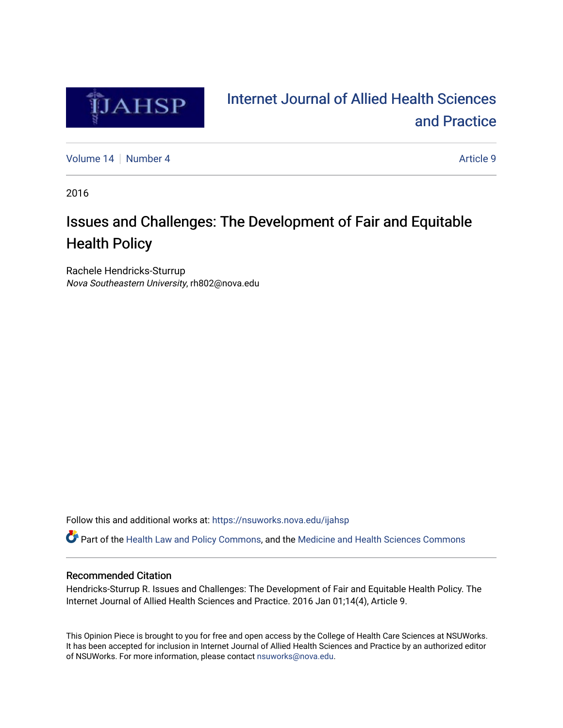IJAHSP

Internet Journal of Allied Health Sciences and Practice

Volume 14 | Number 4 | Article 9

2016

# Issues and Challenges: The Development of Fair and Equitable Health Policy

Rachele Hendricks-Sturrup
*Nova Southeastern University*, rh802@nova.edu

Follow this and additional works at: https://nsuworks.nova.edu/ijahsp

Part of the Health Law and Policy Commons, and the Medicine and Health Sciences Commons

## Recommended Citation

Hendricks-Sturrup R. Issues and Challenges: The Development of Fair and Equitable Health Policy. The Internet Journal of Allied Health Sciences and Practice. 2016 Jan 01;14(4), Article 9.

This Opinion Piece is brought to you for free and open access by the College of Health Care Sciences at NSUWorks. It has been accepted for inclusion in Internet Journal of Allied Health Sciences and Practice by an authorized editor of NSUWorks. For more information, please contact nsuworks@nova.edu.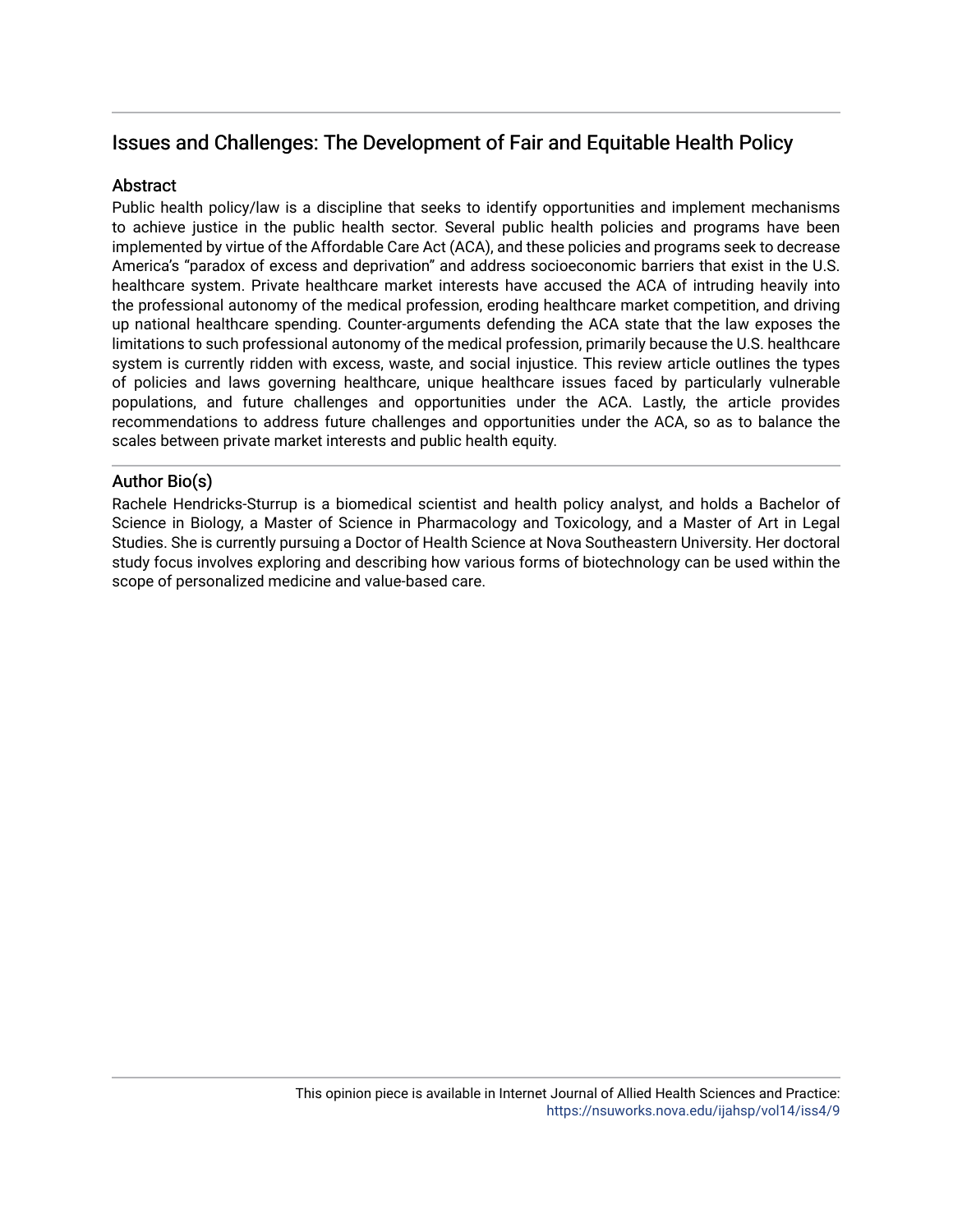## Issues and Challenges: The Development of Fair and Equitable Health Policy

### Abstract

Public health policy/law is a discipline that seeks to identify opportunities and implement mechanisms to achieve justice in the public health sector. Several public health policies and programs have been implemented by virtue of the Affordable Care Act (ACA), and these policies and programs seek to decrease America's "paradox of excess and deprivation" and address socioeconomic barriers that exist in the U.S. healthcare system. Private healthcare market interests have accused the ACA of intruding heavily into the professional autonomy of the medical profession, eroding healthcare market competition, and driving up national healthcare spending. Counter-arguments defending the ACA state that the law exposes the limitations to such professional autonomy of the medical profession, primarily because the U.S. healthcare system is currently ridden with excess, waste, and social injustice. This review article outlines the types of policies and laws governing healthcare, unique healthcare issues faced by particularly vulnerable populations, and future challenges and opportunities under the ACA. Lastly, the article provides recommendations to address future challenges and opportunities under the ACA, so as to balance the scales between private market interests and public health equity.

### Author Bio(s)

Rachele Hendricks-Sturrup is a biomedical scientist and health policy analyst, and holds a Bachelor of Science in Biology, a Master of Science in Pharmacology and Toxicology, and a Master of Art in Legal Studies. She is currently pursuing a Doctor of Health Science at Nova Southeastern University. Her doctoral study focus involves exploring and describing how various forms of biotechnology can be used within the scope of personalized medicine and value-based care.

This opinion piece is available in Internet Journal of Allied Health Sciences and Practice: https://nsuworks.nova.edu/ijahsp/vol14/iss4/9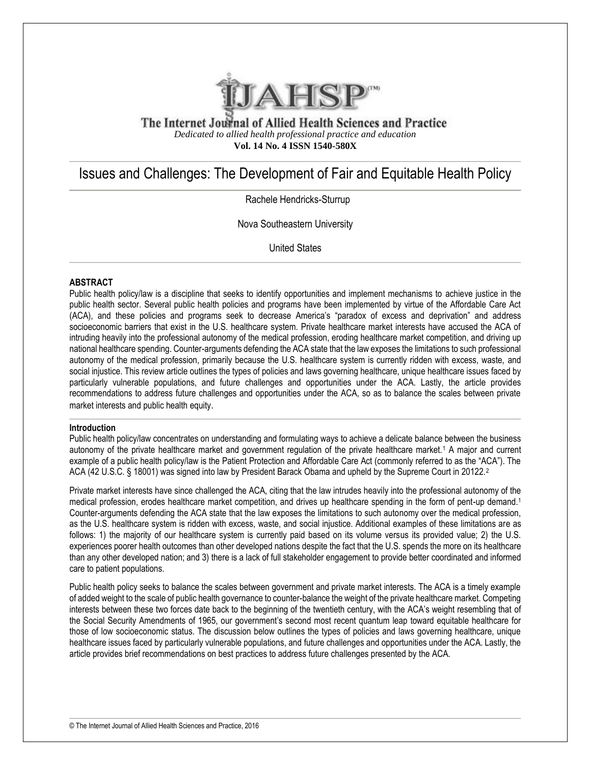# Issues and Challenges: The Development of Fair and Equitable Health Policy

Rachele Hendricks-Sturrup

Nova Southeastern University

United States

### ABSTRACT

Public health policy/law is a discipline that seeks to identify opportunities and implement mechanisms to achieve justice in the public health sector. Several public health policies and programs have been implemented by virtue of the Affordable Care Act (ACA), and these policies and programs seek to decrease America's "paradox of excess and deprivation" and address socioeconomic barriers that exist in the U.S. healthcare system. Private healthcare market interests have accused the ACA of intruding heavily into the professional autonomy of the medical profession, eroding healthcare market competition, and driving up national healthcare spending. Counter-arguments defending the ACA state that the law exposes the limitations to such professional autonomy of the medical profession, primarily because the U.S. healthcare system is currently ridden with excess, waste, and social injustice. This review article outlines the types of policies and laws governing healthcare, unique healthcare issues faced by particularly vulnerable populations, and future challenges and opportunities under the ACA. Lastly, the article provides recommendations to address future challenges and opportunities under the ACA, so as to balance the scales between private market interests and public health equity.

### Introduction

Public health policy/law concentrates on understanding and formulating ways to achieve a delicate balance between the business autonomy of the private healthcare market and government regulation of the private healthcare market.[1] A major and current example of a public health policy/law is the Patient Protection and Affordable Care Act (commonly referred to as the "ACA"). The ACA (42 U.S.C. § 18001) was signed into law by President Barack Obama and upheld by the Supreme Court in 20122.[2]

Private market interests have since challenged the ACA, citing that the law intrudes heavily into the professional autonomy of the medical profession, erodes healthcare market competition, and drives up healthcare spending in the form of pent-up demand.[1] Counter-arguments defending the ACA state that the law exposes the limitations to such autonomy over the medical profession, as the U.S. healthcare system is ridden with excess, waste, and social injustice. Additional examples of these limitations are as follows: 1) the majority of our healthcare system is currently paid based on its volume versus its provided value; 2) the U.S. experiences poorer health outcomes than other developed nations despite the fact that the U.S. spends the more on its healthcare than any other developed nation; and 3) there is a lack of full stakeholder engagement to provide better coordinated and informed care to patient populations.

Public health policy seeks to balance the scales between government and private market interests. The ACA is a timely example of added weight to the scale of public health governance to counter-balance the weight of the private healthcare market. Competing interests between these two forces date back to the beginning of the twentieth century, with the ACA's weight resembling that of the Social Security Amendments of 1965, our government's second most recent quantum leap toward equitable healthcare for those of low socioeconomic status. The discussion below outlines the types of policies and laws governing healthcare, unique healthcare issues faced by particularly vulnerable populations, and future challenges and opportunities under the ACA. Lastly, the article provides brief recommendations on best practices to address future challenges presented by the ACA.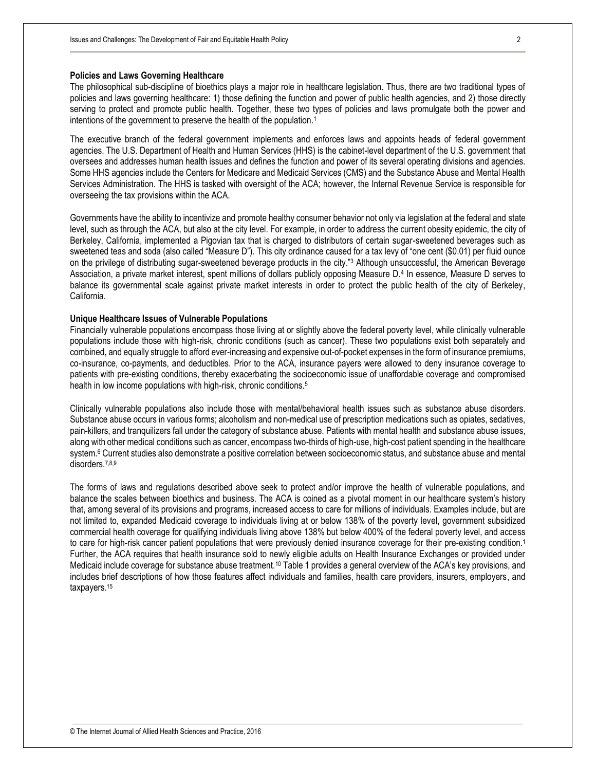**Policies and Laws Governing Healthcare**

The philosophical sub-discipline of bioethics plays a major role in healthcare legislation. Thus, there are two traditional types of policies and laws governing healthcare: 1) those defining the function and power of public health agencies, and 2) those directly serving to protect and promote public health. Together, these two types of policies and laws promulgate both the power and intentions of the government to preserve the health of the population.[1]

The executive branch of the federal government implements and enforces laws and appoints heads of federal government agencies. The U.S. Department of Health and Human Services (HHS) is the cabinet-level department of the U.S. government that oversees and addresses human health issues and defines the function and power of its several operating divisions and agencies. Some HHS agencies include the Centers for Medicare and Medicaid Services (CMS) and the Substance Abuse and Mental Health Services Administration. The HHS is tasked with oversight of the ACA; however, the Internal Revenue Service is responsible for overseeing the tax provisions within the ACA.

Governments have the ability to incentivize and promote healthy consumer behavior not only via legislation at the federal and state level, such as through the ACA, but also at the city level. For example, in order to address the current obesity epidemic, the city of Berkeley, California, implemented a Pigovian tax that is charged to distributors of certain sugar-sweetened beverages such as sweetened teas and soda (also called "Measure D"). This city ordinance caused for a tax levy of "one cent ($0.01) per fluid ounce on the privilege of distributing sugar-sweetened beverage products in the city."[3] Although unsuccessful, the American Beverage Association, a private market interest, spent millions of dollars publicly opposing Measure D.[4] In essence, Measure D serves to balance its governmental scale against private market interests in order to protect the public health of the city of Berkeley, California.

**Unique Healthcare Issues of Vulnerable Populations**

Financially vulnerable populations encompass those living at or slightly above the federal poverty level, while clinically vulnerable populations include those with high-risk, chronic conditions (such as cancer). These two populations exist both separately and combined, and equally struggle to afford ever-increasing and expensive out-of-pocket expenses in the form of insurance premiums, co-insurance, co-payments, and deductibles. Prior to the ACA, insurance payers were allowed to deny insurance coverage to patients with pre-existing conditions, thereby exacerbating the socioeconomic issue of unaffordable coverage and compromised health in low income populations with high-risk, chronic conditions.[5]

Clinically vulnerable populations also include those with mental/behavioral health issues such as substance abuse disorders. Substance abuse occurs in various forms; alcoholism and non-medical use of prescription medications such as opiates, sedatives, pain-killers, and tranquilizers fall under the category of substance abuse. Patients with mental health and substance abuse issues, along with other medical conditions such as cancer, encompass two-thirds of high-use, high-cost patient spending in the healthcare system.[6] Current studies also demonstrate a positive correlation between socioeconomic status, and substance abuse and mental disorders.[7,8,9]

The forms of laws and regulations described above seek to protect and/or improve the health of vulnerable populations, and balance the scales between bioethics and business. The ACA is coined as a pivotal moment in our healthcare system's history that, among several of its provisions and programs, increased access to care for millions of individuals. Examples include, but are not limited to, expanded Medicaid coverage to individuals living at or below 138% of the poverty level, government subsidized commercial health coverage for qualifying individuals living above 138% but below 400% of the federal poverty level, and access to care for high-risk cancer patient populations that were previously denied insurance coverage for their pre-existing condition.[1] Further, the ACA requires that health insurance sold to newly eligible adults on Health Insurance Exchanges or provided under Medicaid include coverage for substance abuse treatment.[10] Table 1 provides a general overview of the ACA's key provisions, and includes brief descriptions of how those features affect individuals and families, health care providers, insurers, employers, and taxpayers.[15]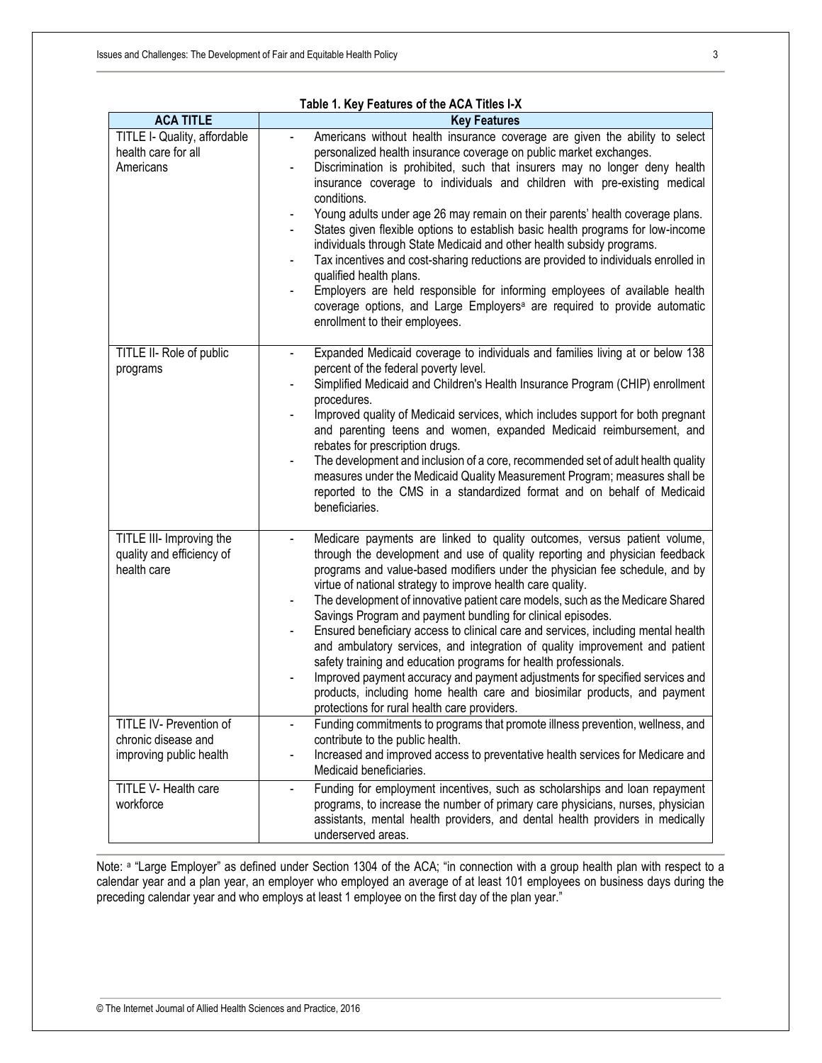**Table 1. Key Features of the ACA Titles I-X**

| ACA TITLE | Key Features |
|---|---|
| TITLE I- Quality, affordable health care for all Americans | - Americans without health insurance coverage are given the ability to select personalized health insurance coverage on public market exchanges.<br>- Discrimination is prohibited, such that insurers may no longer deny health insurance coverage to individuals and children with pre-existing medical conditions.<br>- Young adults under age 26 may remain on their parents' health coverage plans.<br>- States given flexible options to establish basic health programs for low-income individuals through State Medicaid and other health subsidy programs.<br>- Tax incentives and cost-sharing reductions are provided to individuals enrolled in qualified health plans.<br>- Employers are held responsible for informing employees of available health coverage options, and Large Employers[a] are required to provide automatic enrollment to their employees. |
| TITLE II- Role of public programs | - Expanded Medicaid coverage to individuals and families living at or below 138 percent of the federal poverty level.<br>- Simplified Medicaid and Children's Health Insurance Program (CHIP) enrollment procedures.<br>- Improved quality of Medicaid services, which includes support for both pregnant and parenting teens and women, expanded Medicaid reimbursement, and rebates for prescription drugs.<br>- The development and inclusion of a core, recommended set of adult health quality measures under the Medicaid Quality Measurement Program; measures shall be reported to the CMS in a standardized format and on behalf of Medicaid beneficiaries. |
| TITLE III- Improving the quality and efficiency of health care | - Medicare payments are linked to quality outcomes, versus patient volume, through the development and use of quality reporting and physician feedback programs and value-based modifiers under the physician fee schedule, and by virtue of national strategy to improve health care quality.<br>- The development of innovative patient care models, such as the Medicare Shared Savings Program and payment bundling for clinical episodes.<br>- Ensured beneficiary access to clinical care and services, including mental health and ambulatory services, and integration of quality improvement and patient safety training and education programs for health professionals.<br>- Improved payment accuracy and payment adjustments for specified services and products, including home health care and biosimilar products, and payment protections for rural health care providers. |
| TITLE IV- Prevention of chronic disease and improving public health | - Funding commitments to programs that promote illness prevention, wellness, and contribute to the public health.<br>- Increased and improved access to preventative health services for Medicare and Medicaid beneficiaries. |
| TITLE V- Health care workforce | - Funding for employment incentives, such as scholarships and loan repayment programs, to increase the number of primary care physicians, nurses, physician assistants, mental health providers, and dental health providers in medically underserved areas. |

Note: [a] "Large Employer" as defined under Section 1304 of the ACA; "in connection with a group health plan with respect to a calendar year and a plan year, an employer who employed an average of at least 101 employees on business days during the preceding calendar year and who employs at least 1 employee on the first day of the plan year."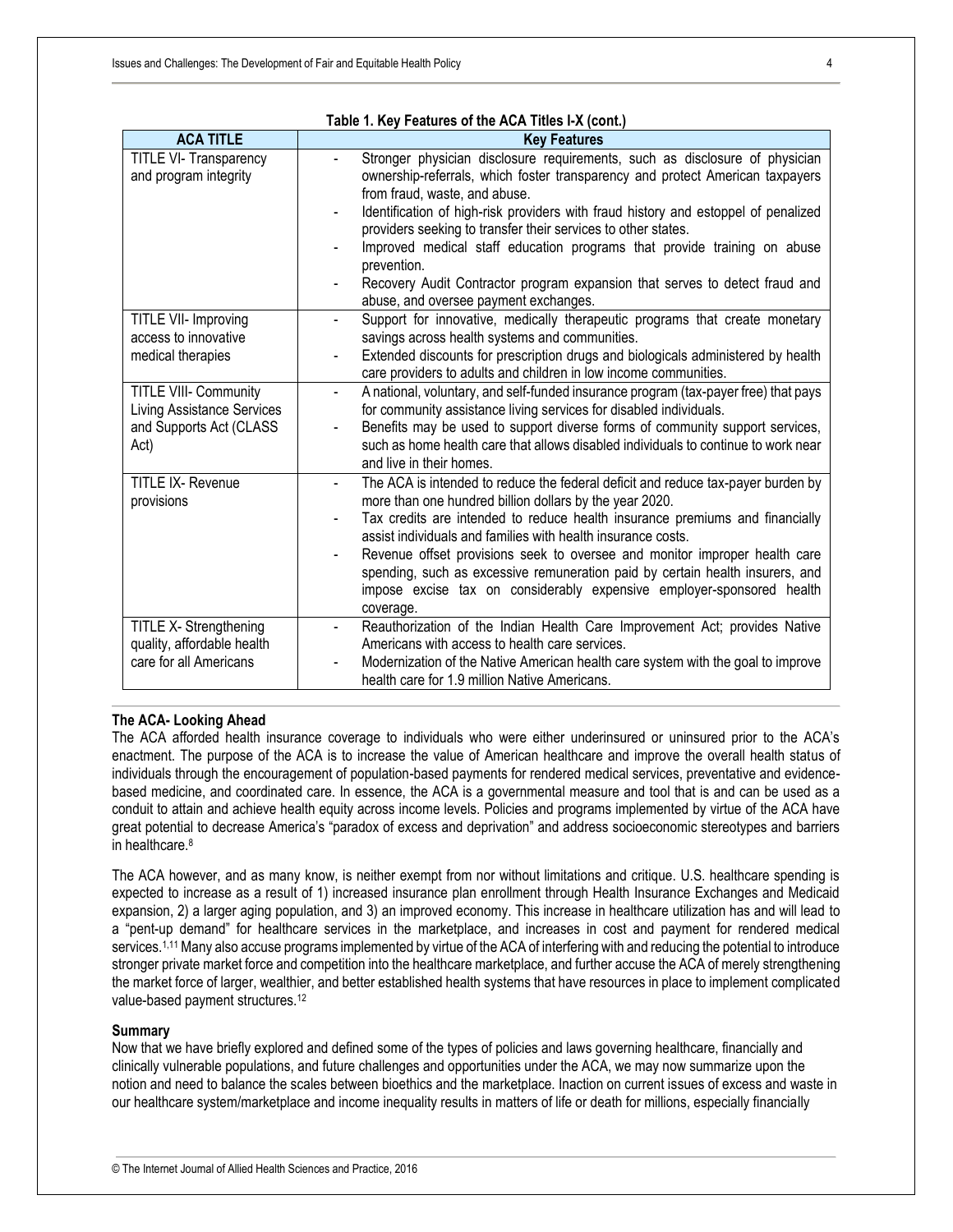**Table 1. Key Features of the ACA Titles I-X (cont.)**

| ACA TITLE | Key Features |
|---|---|
| TITLE VI- Transparency and program integrity | - Stronger physician disclosure requirements, such as disclosure of physician ownership-referrals, which foster transparency and protect American taxpayers from fraud, waste, and abuse.<br>- Identification of high-risk providers with fraud history and estoppel of penalized providers seeking to transfer their services to other states.<br>- Improved medical staff education programs that provide training on abuse prevention.<br>- Recovery Audit Contractor program expansion that serves to detect fraud and abuse, and oversee payment exchanges. |
| TITLE VII- Improving access to innovative medical therapies | - Support for innovative, medically therapeutic programs that create monetary savings across health systems and communities.<br>- Extended discounts for prescription drugs and biologicals administered by health care providers to adults and children in low income communities. |
| TITLE VIII- Community Living Assistance Services and Supports Act (CLASS Act) | - A national, voluntary, and self-funded insurance program (tax-payer free) that pays for community assistance living services for disabled individuals.<br>- Benefits may be used to support diverse forms of community support services, such as home health care that allows disabled individuals to continue to work near and live in their homes. |
| TITLE IX- Revenue provisions | - The ACA is intended to reduce the federal deficit and reduce tax-payer burden by more than one hundred billion dollars by the year 2020.<br>- Tax credits are intended to reduce health insurance premiums and financially assist individuals and families with health insurance costs.<br>- Revenue offset provisions seek to oversee and monitor improper health care spending, such as excessive remuneration paid by certain health insurers, and impose excise tax on considerably expensive employer-sponsored health coverage. |
| TITLE X- Strengthening quality, affordable health care for all Americans | - Reauthorization of the Indian Health Care Improvement Act; provides Native Americans with access to health care services.<br>- Modernization of the Native American health care system with the goal to improve health care for 1.9 million Native Americans. |

**The ACA- Looking Ahead**

The ACA afforded health insurance coverage to individuals who were either underinsured or uninsured prior to the ACA's enactment. The purpose of the ACA is to increase the value of American healthcare and improve the overall health status of individuals through the encouragement of population-based payments for rendered medical services, preventative and evidence-based medicine, and coordinated care. In essence, the ACA is a governmental measure and tool that is and can be used as a conduit to attain and achieve health equity across income levels. Policies and programs implemented by virtue of the ACA have great potential to decrease America's "paradox of excess and deprivation" and address socioeconomic stereotypes and barriers in healthcare.[8]

The ACA however, and as many know, is neither exempt from nor without limitations and critique. U.S. healthcare spending is expected to increase as a result of 1) increased insurance plan enrollment through Health Insurance Exchanges and Medicaid expansion, 2) a larger aging population, and 3) an improved economy. This increase in healthcare utilization has and will lead to a "pent-up demand" for healthcare services in the marketplace, and increases in cost and payment for rendered medical services.[1,11] Many also accuse programs implemented by virtue of the ACA of interfering with and reducing the potential to introduce stronger private market force and competition into the healthcare marketplace, and further accuse the ACA of merely strengthening the market force of larger, wealthier, and better established health systems that have resources in place to implement complicated value-based payment structures.[12]

**Summary**

Now that we have briefly explored and defined some of the types of policies and laws governing healthcare, financially and clinically vulnerable populations, and future challenges and opportunities under the ACA, we may now summarize upon the notion and need to balance the scales between bioethics and the marketplace. Inaction on current issues of excess and waste in our healthcare system/marketplace and income inequality results in matters of life or death for millions, especially financially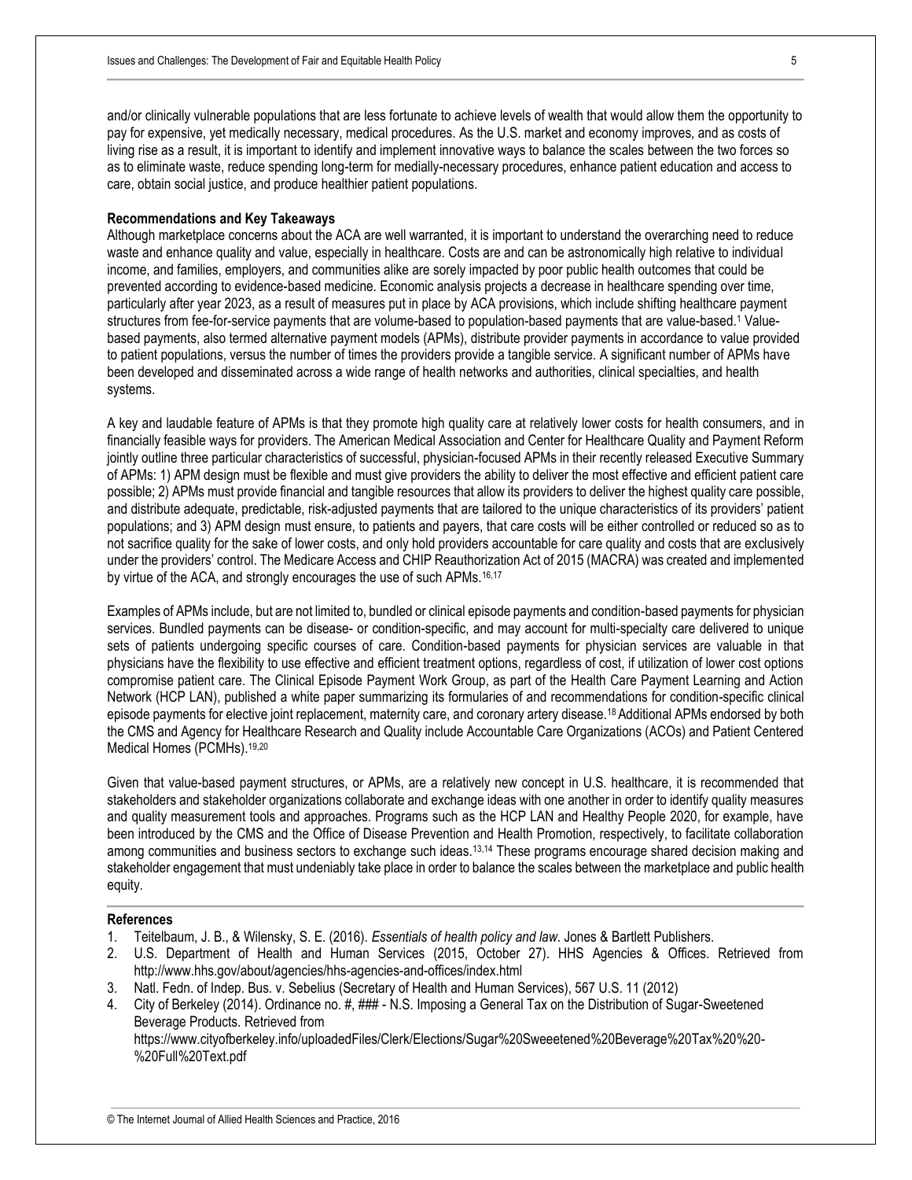and/or clinically vulnerable populations that are less fortunate to achieve levels of wealth that would allow them the opportunity to pay for expensive, yet medically necessary, medical procedures. As the U.S. market and economy improves, and as costs of living rise as a result, it is important to identify and implement innovative ways to balance the scales between the two forces so as to eliminate waste, reduce spending long-term for medially-necessary procedures, enhance patient education and access to care, obtain social justice, and produce healthier patient populations.

**Recommendations and Key Takeaways**

Although marketplace concerns about the ACA are well warranted, it is important to understand the overarching need to reduce waste and enhance quality and value, especially in healthcare. Costs are and can be astronomically high relative to individual income, and families, employers, and communities alike are sorely impacted by poor public health outcomes that could be prevented according to evidence-based medicine. Economic analysis projects a decrease in healthcare spending over time, particularly after year 2023, as a result of measures put in place by ACA provisions, which include shifting healthcare payment structures from fee-for-service payments that are volume-based to population-based payments that are value-based.[1] Value-based payments, also termed alternative payment models (APMs), distribute provider payments in accordance to value provided to patient populations, versus the number of times the providers provide a tangible service. A significant number of APMs have been developed and disseminated across a wide range of health networks and authorities, clinical specialties, and health systems.

A key and laudable feature of APMs is that they promote high quality care at relatively lower costs for health consumers, and in financially feasible ways for providers. The American Medical Association and Center for Healthcare Quality and Payment Reform jointly outline three particular characteristics of successful, physician-focused APMs in their recently released Executive Summary of APMs: 1) APM design must be flexible and must give providers the ability to deliver the most effective and efficient patient care possible; 2) APMs must provide financial and tangible resources that allow its providers to deliver the highest quality care possible, and distribute adequate, predictable, risk-adjusted payments that are tailored to the unique characteristics of its providers' patient populations; and 3) APM design must ensure, to patients and payers, that care costs will be either controlled or reduced so as to not sacrifice quality for the sake of lower costs, and only hold providers accountable for care quality and costs that are exclusively under the providers' control. The Medicare Access and CHIP Reauthorization Act of 2015 (MACRA) was created and implemented by virtue of the ACA, and strongly encourages the use of such APMs.[16,17]

Examples of APMs include, but are not limited to, bundled or clinical episode payments and condition-based payments for physician services. Bundled payments can be disease- or condition-specific, and may account for multi-specialty care delivered to unique sets of patients undergoing specific courses of care. Condition-based payments for physician services are valuable in that physicians have the flexibility to use effective and efficient treatment options, regardless of cost, if utilization of lower cost options compromise patient care. The Clinical Episode Payment Work Group, as part of the Health Care Payment Learning and Action Network (HCP LAN), published a white paper summarizing its formularies of and recommendations for condition-specific clinical episode payments for elective joint replacement, maternity care, and coronary artery disease.[18] Additional APMs endorsed by both the CMS and Agency for Healthcare Research and Quality include Accountable Care Organizations (ACOs) and Patient Centered Medical Homes (PCMHs).[19,20]

Given that value-based payment structures, or APMs, are a relatively new concept in U.S. healthcare, it is recommended that stakeholders and stakeholder organizations collaborate and exchange ideas with one another in order to identify quality measures and quality measurement tools and approaches. Programs such as the HCP LAN and Healthy People 2020, for example, have been introduced by the CMS and the Office of Disease Prevention and Health Promotion, respectively, to facilitate collaboration among communities and business sectors to exchange such ideas.[13,14] These programs encourage shared decision making and stakeholder engagement that must undeniably take place in order to balance the scales between the marketplace and public health equity.

**References**

1. Teitelbaum, J. B., & Wilensky, S. E. (2016). *Essentials of health policy and law*. Jones & Bartlett Publishers.
2. U.S. Department of Health and Human Services (2015, October 27). HHS Agencies & Offices. Retrieved from http://www.hhs.gov/about/agencies/hhs-agencies-and-offices/index.html
3. Natl. Fedn. of Indep. Bus. v. Sebelius (Secretary of Health and Human Services), 567 U.S. 11 (2012)
4. City of Berkeley (2014). Ordinance no. #, ### - N.S. Imposing a General Tax on the Distribution of Sugar-Sweetened Beverage Products. Retrieved from https://www.cityofberkeley.info/uploadedFiles/Clerk/Elections/Sugar%20Sweeetened%20Beverage%20Tax%20%20-%20Full%20Text.pdf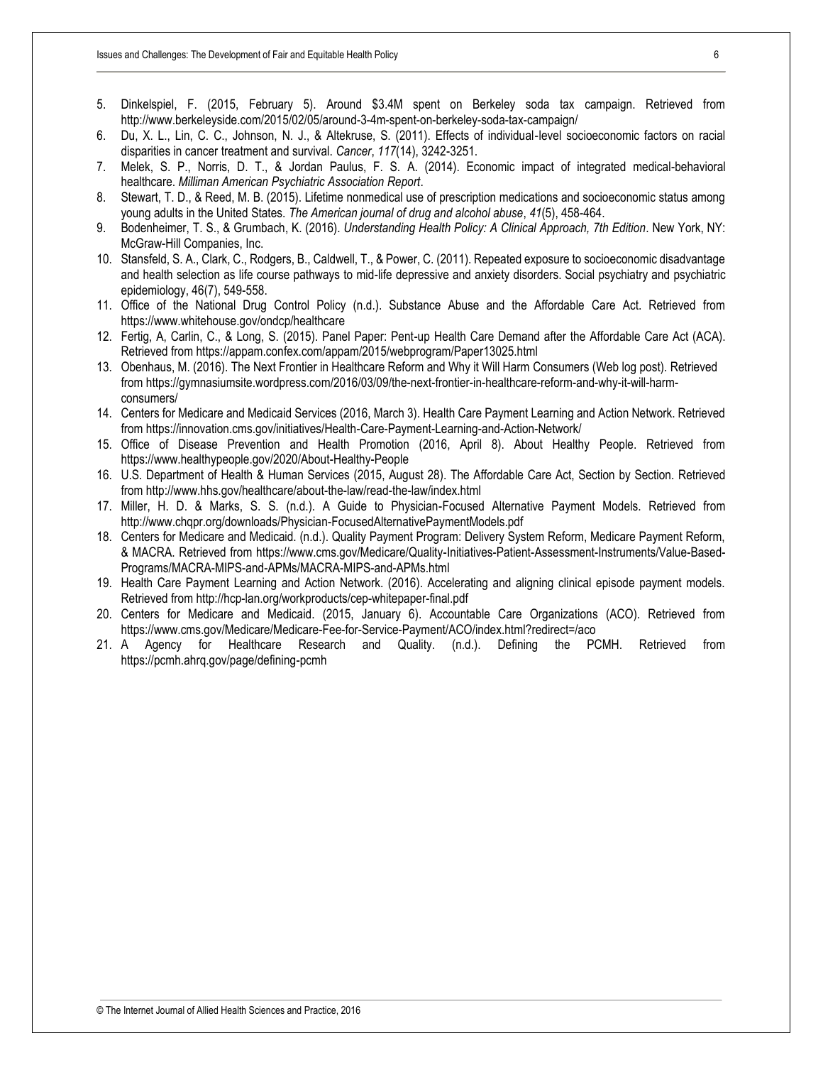5. Dinkelspiel, F. (2015, February 5). Around $3.4M spent on Berkeley soda tax campaign. Retrieved from http://www.berkeleyside.com/2015/02/05/around-3-4m-spent-on-berkeley-soda-tax-campaign/
6. Du, X. L., Lin, C. C., Johnson, N. J., & Altekruse, S. (2011). Effects of individual-level socioeconomic factors on racial disparities in cancer treatment and survival. *Cancer*, *117*(14), 3242-3251.
7. Melek, S. P., Norris, D. T., & Jordan Paulus, F. S. A. (2014). Economic impact of integrated medical-behavioral healthcare. *Milliman American Psychiatric Association Report*.
8. Stewart, T. D., & Reed, M. B. (2015). Lifetime nonmedical use of prescription medications and socioeconomic status among young adults in the United States. *The American journal of drug and alcohol abuse*, *41*(5), 458-464.
9. Bodenheimer, T. S., & Grumbach, K. (2016). *Understanding Health Policy: A Clinical Approach, 7th Edition*. New York, NY: McGraw-Hill Companies, Inc.
10. Stansfeld, S. A., Clark, C., Rodgers, B., Caldwell, T., & Power, C. (2011). Repeated exposure to socioeconomic disadvantage and health selection as life course pathways to mid-life depressive and anxiety disorders. Social psychiatry and psychiatric epidemiology, 46(7), 549-558.
11. Office of the National Drug Control Policy (n.d.). Substance Abuse and the Affordable Care Act. Retrieved from https://www.whitehouse.gov/ondcp/healthcare
12. Fertig, A, Carlin, C., & Long, S. (2015). Panel Paper: Pent-up Health Care Demand after the Affordable Care Act (ACA). Retrieved from https://appam.confex.com/appam/2015/webprogram/Paper13025.html
13. Obenhaus, M. (2016). The Next Frontier in Healthcare Reform and Why it Will Harm Consumers (Web log post). Retrieved from https://gymnasiumsite.wordpress.com/2016/03/09/the-next-frontier-in-healthcare-reform-and-why-it-will-harm-consumers/
14. Centers for Medicare and Medicaid Services (2016, March 3). Health Care Payment Learning and Action Network. Retrieved from https://innovation.cms.gov/initiatives/Health-Care-Payment-Learning-and-Action-Network/
15. Office of Disease Prevention and Health Promotion (2016, April 8). About Healthy People. Retrieved from https://www.healthypeople.gov/2020/About-Healthy-People
16. U.S. Department of Health & Human Services (2015, August 28). The Affordable Care Act, Section by Section. Retrieved from http://www.hhs.gov/healthcare/about-the-law/read-the-law/index.html
17. Miller, H. D. & Marks, S. S. (n.d.). A Guide to Physician-Focused Alternative Payment Models. Retrieved from http://www.chqpr.org/downloads/Physician-FocusedAlternativePaymentModels.pdf
18. Centers for Medicare and Medicaid. (n.d.). Quality Payment Program: Delivery System Reform, Medicare Payment Reform, & MACRA. Retrieved from https://www.cms.gov/Medicare/Quality-Initiatives-Patient-Assessment-Instruments/Value-Based-Programs/MACRA-MIPS-and-APMs/MACRA-MIPS-and-APMs.html
19. Health Care Payment Learning and Action Network. (2016). Accelerating and aligning clinical episode payment models. Retrieved from http://hcp-lan.org/workproducts/cep-whitepaper-final.pdf
20. Centers for Medicare and Medicaid. (2015, January 6). Accountable Care Organizations (ACO). Retrieved from https://www.cms.gov/Medicare/Medicare-Fee-for-Service-Payment/ACO/index.html?redirect=/aco
21. A Agency for Healthcare Research and Quality. (n.d.). Defining the PCMH. Retrieved from https://pcmh.ahrq.gov/page/defining-pcmh